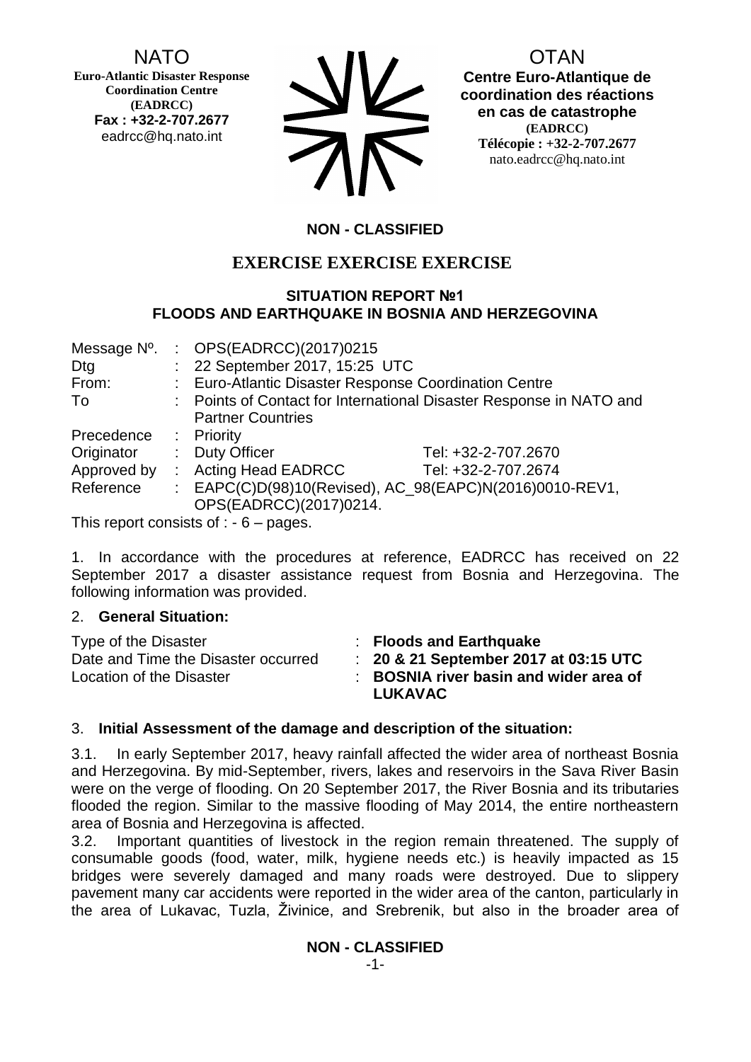NATO
**Euro-Atlantic Disaster Response Coordination Centre (EADRCC)**
**Fax : +32-2-707.2677**
eadrcc@hq.nato.int

OTAN
**Centre Euro-Atlantique de coordination des réactions en cas de catastrophe (EADRCC)**
**Télécopie : +32-2-707.2677**
nato.eadrcc@hq.nato.int

**NON - CLASSIFIED**

## EXERCISE EXERCISE EXERCISE

### SITUATION REPORT №1
### FLOODS AND EARTHQUAKE IN BOSNIA AND HERZEGOVINA

| | | | |
|---|---|---|---|
| Message Nº. | : | OPS(EADRCC)(2017)0215 | |
| Dtg | : | 22 September 2017, 15:25 UTC | |
| From: | : | Euro-Atlantic Disaster Response Coordination Centre | |
| To | : | Points of Contact for International Disaster Response in NATO and Partner Countries | |
| Precedence | : | Priority | |
| Originator | : | Duty Officer | Tel: +32-2-707.2670 |
| Approved by | : | Acting Head EADRCC | Tel: +32-2-707.2674 |
| Reference | : | EAPC(C)D(98)10(Revised), AC_98(EAPC)N(2016)0010-REV1, OPS(EADRCC)(2017)0214. | |

This report consists of : - 6 – pages.

1. In accordance with the procedures at reference, EADRCC has received on 22 September 2017 a disaster assistance request from Bosnia and Herzegovina. The following information was provided.

2. **General Situation:**

| | | |
|---|---|---|
| Type of the Disaster | : | **Floods and Earthquake** |
| Date and Time the Disaster occurred | : | **20 & 21 September 2017 at 03:15 UTC** |
| Location of the Disaster | : | **BOSNIA river basin and wider area of LUKAVAC** |

3. **Initial Assessment of the damage and description of the situation:**

3.1. In early September 2017, heavy rainfall affected the wider area of northeast Bosnia and Herzegovina. By mid-September, rivers, lakes and reservoirs in the Sava River Basin were on the verge of flooding. On 20 September 2017, the River Bosnia and its tributaries flooded the region. Similar to the massive flooding of May 2014, the entire northeastern area of Bosnia and Herzegovina is affected.

3.2. Important quantities of livestock in the region remain threatened. The supply of consumable goods (food, water, milk, hygiene needs etc.) is heavily impacted as 15 bridges were severely damaged and many roads were destroyed. Due to slippery pavement many car accidents were reported in the wider area of the canton, particularly in the area of Lukavac, Tuzla, Živinice, and Srebrenik, but also in the broader area of

**NON - CLASSIFIED**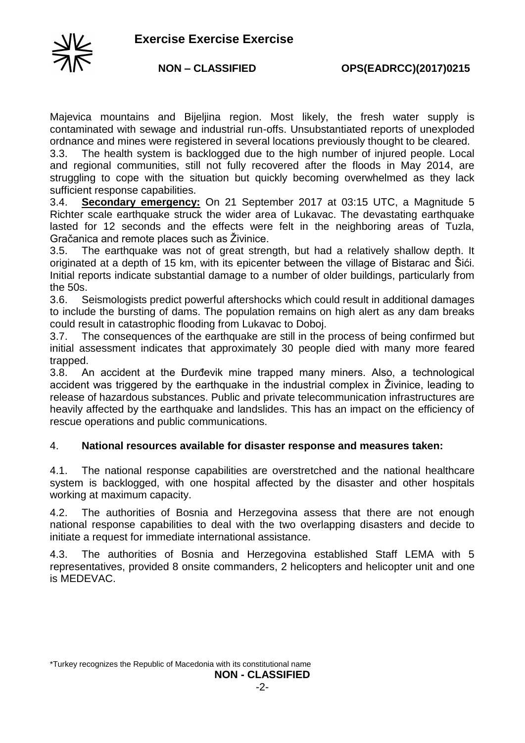Majevica mountains and Bijeljina region. Most likely, the fresh water supply is contaminated with sewage and industrial run-offs. Unsubstantiated reports of unexploded ordnance and mines were registered in several locations previously thought to be cleared.

3.3. The health system is backlogged due to the high number of injured people. Local and regional communities, still not fully recovered after the floods in May 2014, are struggling to cope with the situation but quickly becoming overwhelmed as they lack sufficient response capabilities.

3.4. **Secondary emergency:** On 21 September 2017 at 03:15 UTC, a Magnitude 5 Richter scale earthquake struck the wider area of Lukavac. The devastating earthquake lasted for 12 seconds and the effects were felt in the neighboring areas of Tuzla, Gračanica and remote places such as Živinice.

3.5. The earthquake was not of great strength, but had a relatively shallow depth. It originated at a depth of 15 km, with its epicenter between the village of Bistarac and Šići. Initial reports indicate substantial damage to a number of older buildings, particularly from the 50s.

3.6. Seismologists predict powerful aftershocks which could result in additional damages to include the bursting of dams. The population remains on high alert as any dam breaks could result in catastrophic flooding from Lukavac to Doboj.

3.7. The consequences of the earthquake are still in the process of being confirmed but initial assessment indicates that approximately 30 people died with many more feared trapped.

3.8. An accident at the Đurđevik mine trapped many miners. Also, a technological accident was triggered by the earthquake in the industrial complex in Živinice, leading to release of hazardous substances. Public and private telecommunication infrastructures are heavily affected by the earthquake and landslides. This has an impact on the efficiency of rescue operations and public communications.

## 4. **National resources available for disaster response and measures taken:**

4.1. The national response capabilities are overstretched and the national healthcare system is backlogged, with one hospital affected by the disaster and other hospitals working at maximum capacity.

4.2. The authorities of Bosnia and Herzegovina assess that there are not enough national response capabilities to deal with the two overlapping disasters and decide to initiate a request for immediate international assistance.

4.3. The authorities of Bosnia and Herzegovina established Staff LEMA with 5 representatives, provided 8 onsite commanders, 2 helicopters and helicopter unit and one is MEDEVAC.

*Turkey recognizes the Republic of Macedonia with its constitutional name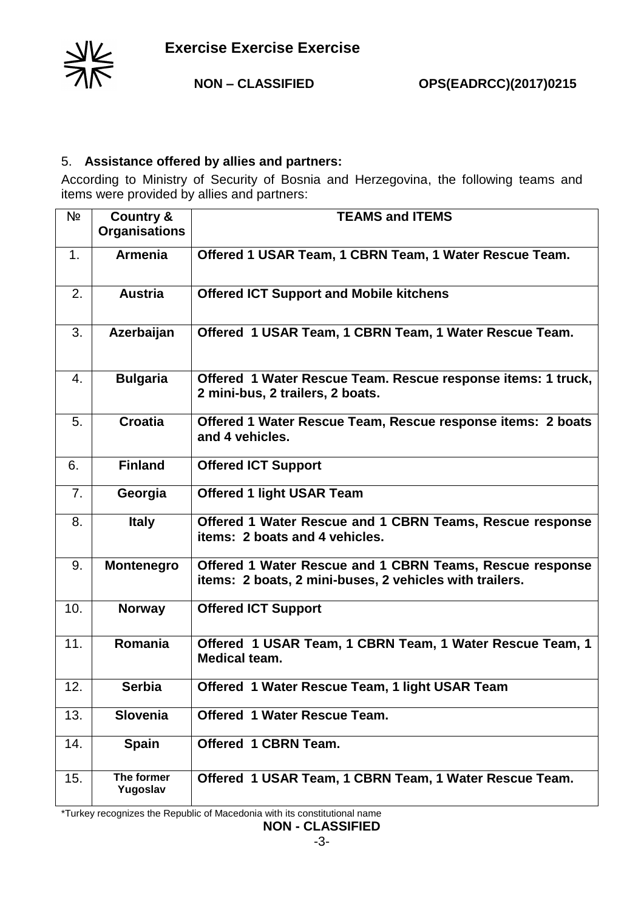5. **Assistance offered by allies and partners:**

According to Ministry of Security of Bosnia and Herzegovina, the following teams and items were provided by allies and partners:

| № | Country & Organisations | TEAMS and ITEMS |
|---|---|---|
| 1. | **Armenia** | **Offered 1 USAR Team, 1 CBRN Team, 1 Water Rescue Team.** |
| 2. | **Austria** | **Offered ICT Support and Mobile kitchens** |
| 3. | **Azerbaijan** | **Offered 1 USAR Team, 1 CBRN Team, 1 Water Rescue Team.** |
| 4. | **Bulgaria** | **Offered 1 Water Rescue Team. Rescue response items: 1 truck, 2 mini-bus, 2 trailers, 2 boats.** |
| 5. | **Croatia** | **Offered 1 Water Rescue Team, Rescue response items: 2 boats and 4 vehicles.** |
| 6. | **Finland** | **Offered ICT Support** |
| 7. | **Georgia** | **Offered 1 light USAR Team** |
| 8. | **Italy** | **Offered 1 Water Rescue and 1 CBRN Teams, Rescue response items: 2 boats and 4 vehicles.** |
| 9. | **Montenegro** | **Offered 1 Water Rescue and 1 CBRN Teams, Rescue response items: 2 boats, 2 mini-buses, 2 vehicles with trailers.** |
| 10. | **Norway** | **Offered ICT Support** |
| 11. | **Romania** | **Offered 1 USAR Team, 1 CBRN Team, 1 Water Rescue Team, 1 Medical team.** |
| 12. | **Serbia** | **Offered 1 Water Rescue Team, 1 light USAR Team** |
| 13. | **Slovenia** | **Offered 1 Water Rescue Team.** |
| 14. | **Spain** | **Offered 1 CBRN Team.** |
| 15. | **The former Yugoslav** | **Offered 1 USAR Team, 1 CBRN Team, 1 Water Rescue Team.** |

*Turkey recognizes the Republic of Macedonia with its constitutional name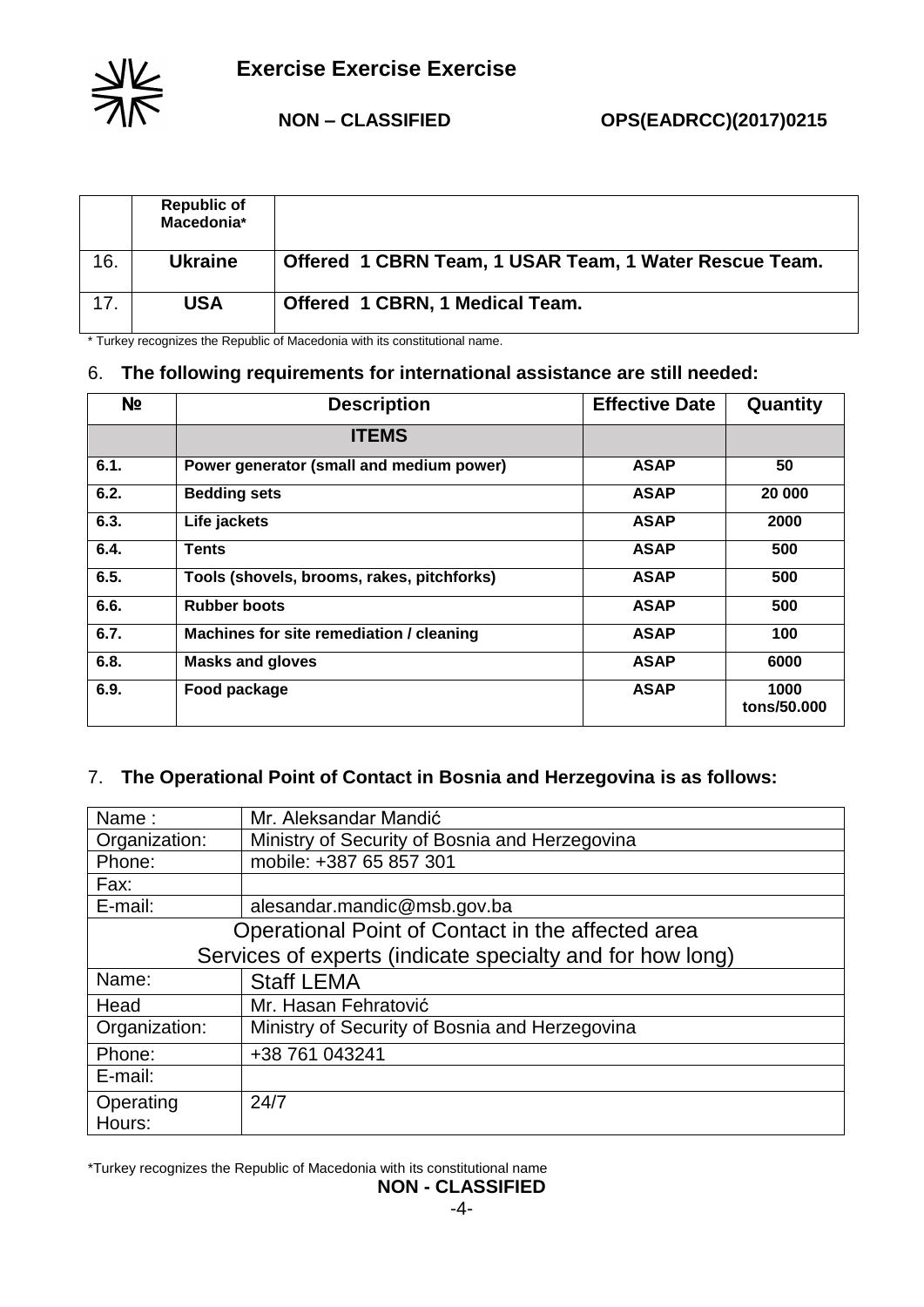| | | |
|---|---|---|
| | **Republic of Macedonia*** | |
| 16. | **Ukraine** | **Offered 1 CBRN Team, 1 USAR Team, 1 Water Rescue Team.** |
| 17. | **USA** | **Offered 1 CBRN, 1 Medical Team.** |

* Turkey recognizes the Republic of Macedonia with its constitutional name.

6. **The following requirements for international assistance are still needed:**

| № | Description | Effective Date | Quantity |
|---|---|---|---|
| | **ITEMS** | | |
| **6.1.** | **Power generator (small and medium power)** | **ASAP** | **50** |
| **6.2.** | **Bedding sets** | **ASAP** | **20 000** |
| **6.3.** | **Life jackets** | **ASAP** | **2000** |
| **6.4.** | **Tents** | **ASAP** | **500** |
| **6.5.** | **Tools (shovels, brooms, rakes, pitchforks)** | **ASAP** | **500** |
| **6.6.** | **Rubber boots** | **ASAP** | **500** |
| **6.7.** | **Machines for site remediation / cleaning** | **ASAP** | **100** |
| **6.8.** | **Masks and gloves** | **ASAP** | **6000** |
| **6.9.** | **Food package** | **ASAP** | **1000 tons/50.000** |

7. **The Operational Point of Contact in Bosnia and Herzegovina is as follows:**

| | |
|---|---|
| Name : | Mr. Aleksandar Mandić |
| Organization: | Ministry of Security of Bosnia and Herzegovina |
| Phone: | mobile: +387 65 857 301 |
| Fax: | |
| E-mail: | alesandar.mandic@msb.gov.ba |
| Operational Point of Contact in the affected area<br>Services of experts (indicate specialty and for how long) | |
| Name: | Staff LEMA |
| Head | Mr. Hasan Fehratović |
| Organization: | Ministry of Security of Bosnia and Herzegovina |
| Phone: | +38 761 043241 |
| E-mail: | |
| Operating Hours: | 24/7 |

*Turkey recognizes the Republic of Macedonia with its constitutional name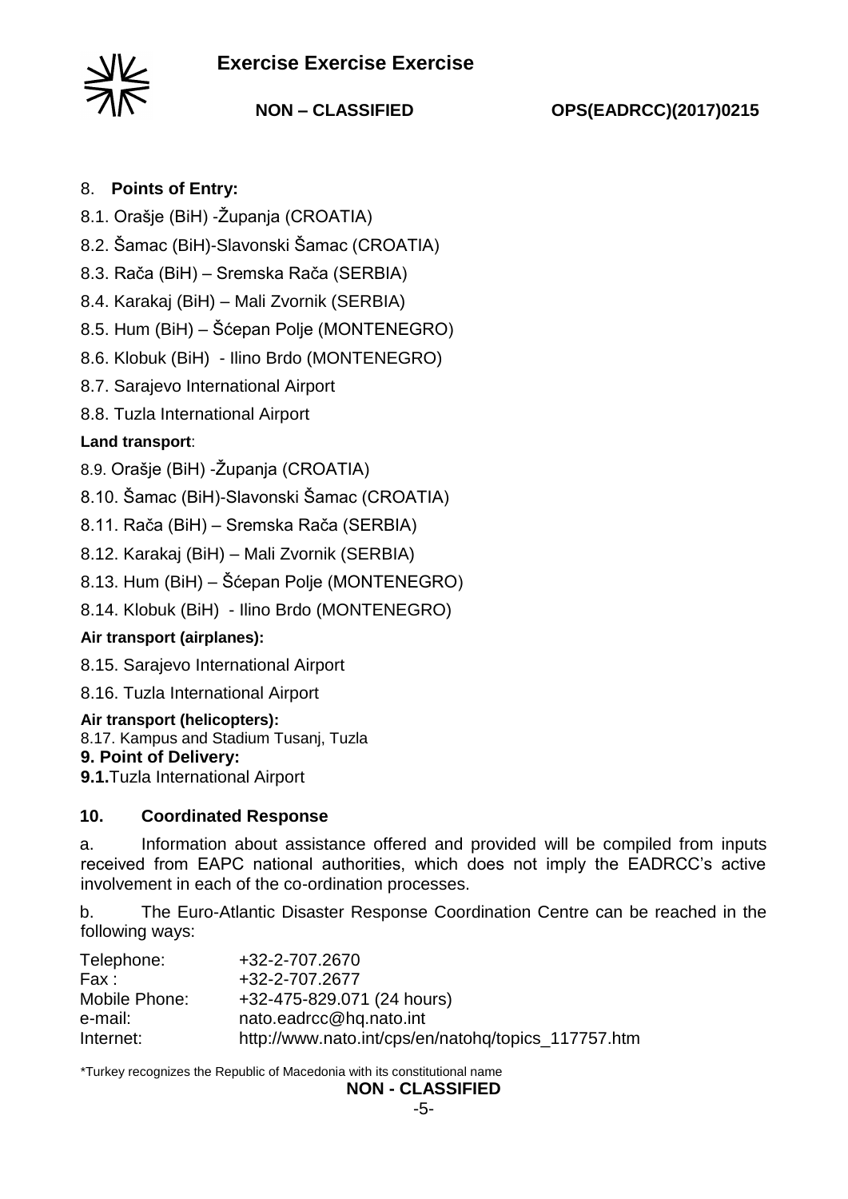## 8. **Points of Entry:**

8.1. Orašje (BiH) -Županja (CROATIA)

8.2. Šamac (BiH)-Slavonski Šamac (CROATIA)

8.3. Rača (BiH) – Sremska Rača (SERBIA)

8.4. Karakaj (BiH) – Mali Zvornik (SERBIA)

8.5. Hum (BiH) – Šćepan Polje (MONTENEGRO)

8.6. Klobuk (BiH) - Ilino Brdo (MONTENEGRO)

8.7. Sarajevo International Airport

8.8. Tuzla International Airport

**Land transport**:

8.9. Orašje (BiH) -Županja (CROATIA)

8.10. Šamac (BiH)-Slavonski Šamac (CROATIA)

8.11. Rača (BiH) – Sremska Rača (SERBIA)

8.12. Karakaj (BiH) – Mali Zvornik (SERBIA)

8.13. Hum (BiH) – Šćepan Polje (MONTENEGRO)

8.14. Klobuk (BiH) - Ilino Brdo (MONTENEGRO)

**Air transport (airplanes):**

8.15. Sarajevo International Airport

8.16. Tuzla International Airport

**Air transport (helicopters):**

8.17. Kampus and Stadium Tusanj, Tuzla

## 9. Point of Delivery:

**9.1.** Tuzla International Airport

## 10. Coordinated Response

a. Information about assistance offered and provided will be compiled from inputs received from EAPC national authorities, which does not imply the EADRCC's active involvement in each of the co-ordination processes.

b. The Euro-Atlantic Disaster Response Coordination Centre can be reached in the following ways:

| | |
|---|---|
| Telephone: | +32-2-707.2670 |
| Fax : | +32-2-707.2677 |
| Mobile Phone: | +32-475-829.071 (24 hours) |
| e-mail: | nato.eadrcc@hq.nato.int |
| Internet: | http://www.nato.int/cps/en/natohq/topics_117757.htm |

*Turkey recognizes the Republic of Macedonia with its constitutional name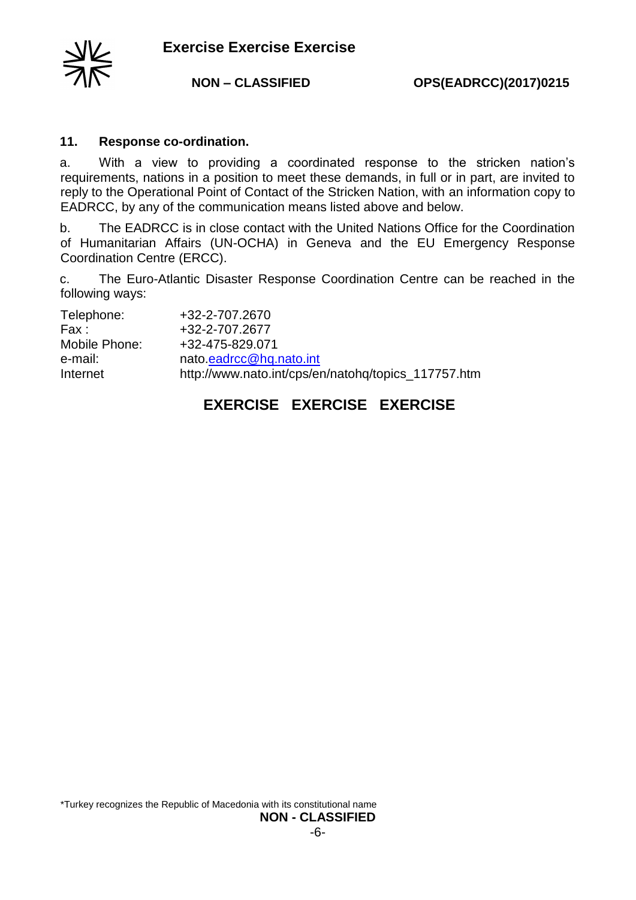### 11. Response co-ordination.

a. With a view to providing a coordinated response to the stricken nation's requirements, nations in a position to meet these demands, in full or in part, are invited to reply to the Operational Point of Contact of the Stricken Nation, with an information copy to EADRCC, by any of the communication means listed above and below.

b. The EADRCC is in close contact with the United Nations Office for the Coordination of Humanitarian Affairs (UN-OCHA) in Geneva and the EU Emergency Response Coordination Centre (ERCC).

c. The Euro-Atlantic Disaster Response Coordination Centre can be reached in the following ways:

| | |
|---|---|
| Telephone: | +32-2-707.2670 |
| Fax : | +32-2-707.2677 |
| Mobile Phone: | +32-475-829.071 |
| e-mail: | nato.eadrcc@hq.nato.int |
| Internet | http://www.nato.int/cps/en/natohq/topics_117757.htm |

**EXERCISE EXERCISE EXERCISE**

*Turkey recognizes the Republic of Macedonia with its constitutional name